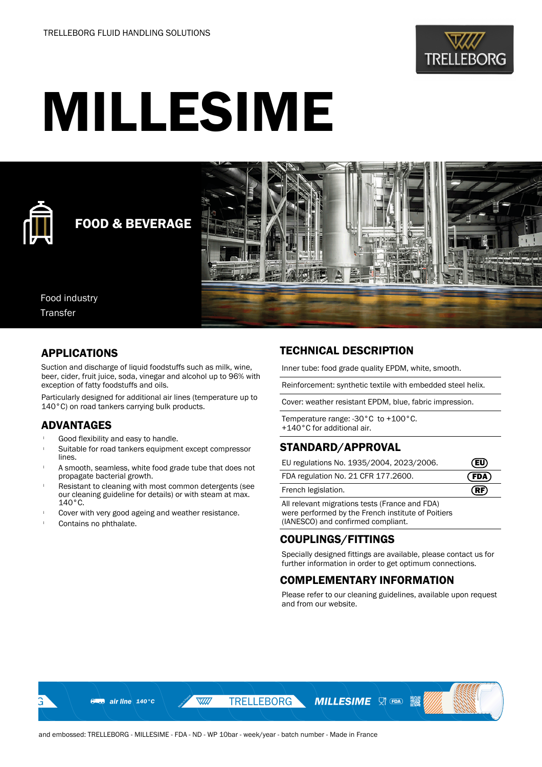TRELLEBORG FLUID HANDLING SOLUTIONS

# MILLESIME

**FOOD & BEVERAGE**

Food industry
Transfer

## APPLICATIONS

Suction and discharge of liquid foodstuffs such as milk, wine, beer, cider, fruit juice, soda, vinegar and alcohol up to 96% with exception of fatty foodstuffs and oils.

Particularly designed for additional air lines (temperature up to 140°C) on road tankers carrying bulk products.

## ADVANTAGES

- Good flexibility and easy to handle.
- Suitable for road tankers equipment except compressor lines.
- A smooth, seamless, white food grade tube that does not propagate bacterial growth.
- Resistant to cleaning with most common detergents (see our cleaning guideline for details) or with steam at max. 140°C.
- Cover with very good ageing and weather resistance.
- Contains no phthalate.

## TECHNICAL DESCRIPTION

Inner tube: food grade quality EPDM, white, smooth.

Reinforcement: synthetic textile with embedded steel helix.

Cover: weather resistant EPDM, blue, fabric impression.

Temperature range: -30°C to +100°C.
+140°C for additional air.

## STANDARD/APPROVAL

| | |
|---|---|
| EU regulations No. 1935/2004, 2023/2006. | EU |
| FDA regulation No. 21 CFR 177.2600. | FDA |
| French legislation. | RF |

All relevant migrations tests (France and FDA) were performed by the French institute of Poitiers (IANESCO) and confirmed compliant.

## COUPLINGS/FITTINGS

Specially designed fittings are available, please contact us for further information in order to get optimum connections.

## COMPLEMENTARY INFORMATION

Please refer to our cleaning guidelines, available upon request and from our website.

air line 140°C TRELLEBORG MILLESIME FDA

and embossed: TRELLEBORG - MILLESIME - FDA - ND - WP 10bar - week/year - batch number - Made in France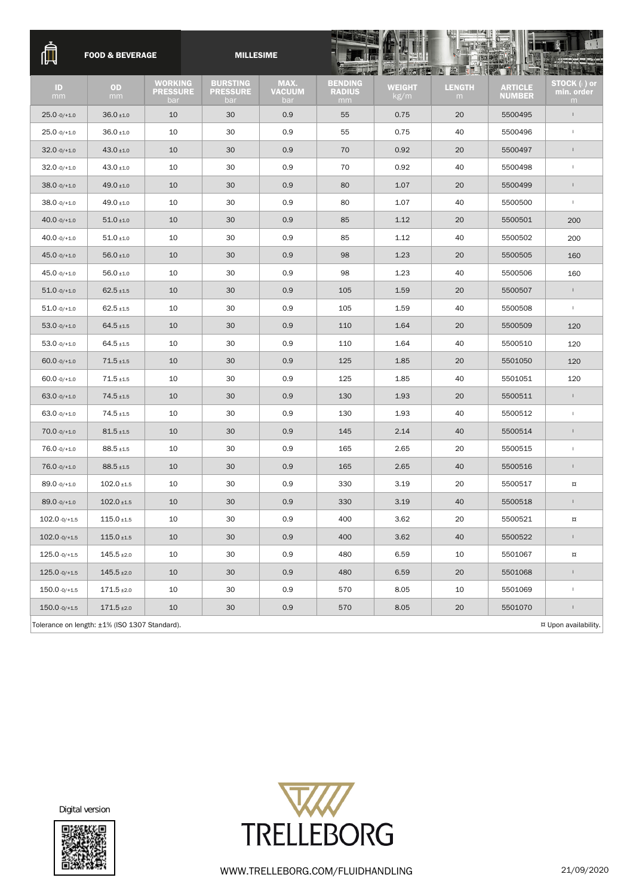FOOD & BEVERAGE — MILLESIME

| ID mm | OD mm | WORKING PRESSURE bar | BURSTING PRESSURE bar | MAX. VACUUM bar | BENDING RADIUS mm | WEIGHT kg/m | LENGTH m | ARTICLE NUMBER | STOCK ( ) or min. order m |
|---|---|---|---|---|---|---|---|---|---|
| 25.0 -0/+1.0 | 36.0 ±1.0 | 10 | 30 | 0.9 | 55 | 0.75 | 20 | 5500495 | ǀ |
| 25.0 -0/+1.0 | 36.0 ±1.0 | 10 | 30 | 0.9 | 55 | 0.75 | 40 | 5500496 | ǀ |
| 32.0 -0/+1.0 | 43.0 ±1.0 | 10 | 30 | 0.9 | 70 | 0.92 | 20 | 5500497 | ǀ |
| 32.0 -0/+1.0 | 43.0 ±1.0 | 10 | 30 | 0.9 | 70 | 0.92 | 40 | 5500498 | ǀ |
| 38.0 -0/+1.0 | 49.0 ±1.0 | 10 | 30 | 0.9 | 80 | 1.07 | 20 | 5500499 | ǀ |
| 38.0 -0/+1.0 | 49.0 ±1.0 | 10 | 30 | 0.9 | 80 | 1.07 | 40 | 5500500 | ǀ |
| 40.0 -0/+1.0 | 51.0 ±1.0 | 10 | 30 | 0.9 | 85 | 1.12 | 20 | 5500501 | 200 |
| 40.0 -0/+1.0 | 51.0 ±1.0 | 10 | 30 | 0.9 | 85 | 1.12 | 40 | 5500502 | 200 |
| 45.0 -0/+1.0 | 56.0 ±1.0 | 10 | 30 | 0.9 | 98 | 1.23 | 20 | 5500505 | 160 |
| 45.0 -0/+1.0 | 56.0 ±1.0 | 10 | 30 | 0.9 | 98 | 1.23 | 40 | 5500506 | 160 |
| 51.0 -0/+1.0 | 62.5 ±1.5 | 10 | 30 | 0.9 | 105 | 1.59 | 20 | 5500507 | ǀ |
| 51.0 -0/+1.0 | 62.5 ±1.5 | 10 | 30 | 0.9 | 105 | 1.59 | 40 | 5500508 | ǀ |
| 53.0 -0/+1.0 | 64.5 ±1.5 | 10 | 30 | 0.9 | 110 | 1.64 | 20 | 5500509 | 120 |
| 53.0 -0/+1.0 | 64.5 ±1.5 | 10 | 30 | 0.9 | 110 | 1.64 | 40 | 5500510 | 120 |
| 60.0 -0/+1.0 | 71.5 ±1.5 | 10 | 30 | 0.9 | 125 | 1.85 | 20 | 5501050 | 120 |
| 60.0 -0/+1.0 | 71.5 ±1.5 | 10 | 30 | 0.9 | 125 | 1.85 | 40 | 5501051 | 120 |
| 63.0 -0/+1.0 | 74.5 ±1.5 | 10 | 30 | 0.9 | 130 | 1.93 | 20 | 5500511 | ǀ |
| 63.0 -0/+1.0 | 74.5 ±1.5 | 10 | 30 | 0.9 | 130 | 1.93 | 40 | 5500512 | ǀ |
| 70.0 -0/+1.0 | 81.5 ±1.5 | 10 | 30 | 0.9 | 145 | 2.14 | 40 | 5500514 | ǀ |
| 76.0 -0/+1.0 | 88.5 ±1.5 | 10 | 30 | 0.9 | 165 | 2.65 | 20 | 5500515 | ǀ |
| 76.0 -0/+1.0 | 88.5 ±1.5 | 10 | 30 | 0.9 | 165 | 2.65 | 40 | 5500516 | ǀ |
| 89.0 -0/+1.0 | 102.0 ±1.5 | 10 | 30 | 0.9 | 330 | 3.19 | 20 | 5500517 | ¤ |
| 89.0 -0/+1.0 | 102.0 ±1.5 | 10 | 30 | 0.9 | 330 | 3.19 | 40 | 5500518 | ǀ |
| 102.0 -0/+1.5 | 115.0 ±1.5 | 10 | 30 | 0.9 | 400 | 3.62 | 20 | 5500521 | ¤ |
| 102.0 -0/+1.5 | 115.0 ±1.5 | 10 | 30 | 0.9 | 400 | 3.62 | 40 | 5500522 | ǀ |
| 125.0 -0/+1.5 | 145.5 ±2.0 | 10 | 30 | 0.9 | 480 | 6.59 | 10 | 5501067 | ¤ |
| 125.0 -0/+1.5 | 145.5 ±2.0 | 10 | 30 | 0.9 | 480 | 6.59 | 20 | 5501068 | ǀ |
| 150.0 -0/+1.5 | 171.5 ±2.0 | 10 | 30 | 0.9 | 570 | 8.05 | 10 | 5501069 | ǀ |
| 150.0 -0/+1.5 | 171.5 ±2.0 | 10 | 30 | 0.9 | 570 | 8.05 | 20 | 5501070 | ǀ |

Tolerance on length: ±1% (ISO 1307 Standard).

¤ Upon availability.

Digital version

TRELLEBORG

WWW.TRELLEBORG.COM/FLUIDHANDLING

21/09/2020